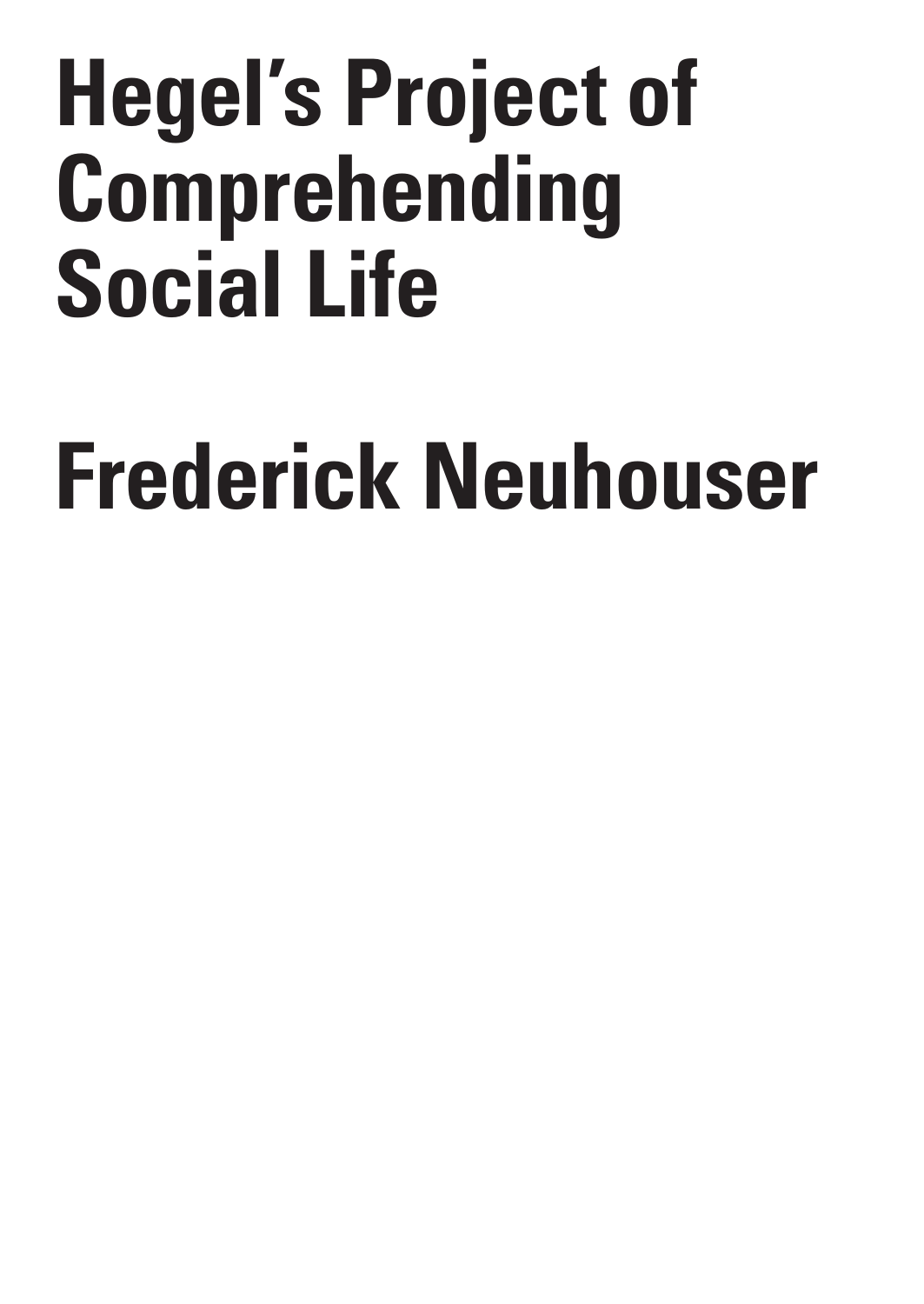# Hegel's Project of Comprehending Social Life

## Frederick Neuhouser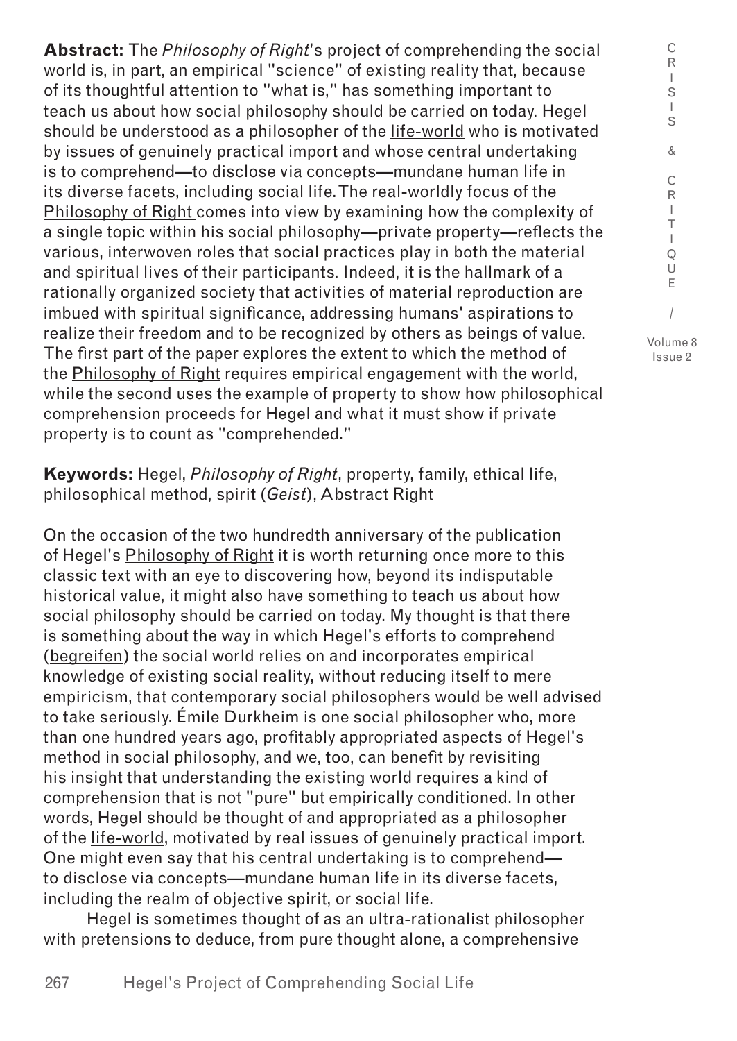**Abstract:** The *Philosophy of Right*'s project of comprehending the social world is, in part, an empirical "science" of existing reality that, because of its thoughtful attention to "what is," has something important to teach us about how social philosophy should be carried on today. Hegel should be understood as a philosopher of the life-world who is motivated by issues of genuinely practical import and whose central undertaking is to comprehend—to disclose via concepts—mundane human life in its diverse facets, including social life. The real-worldly focus of the Philosophy of Right comes into view by examining how the complexity of a single topic within his social philosophy—private property—reflects the various, interwoven roles that social practices play in both the material and spiritual lives of their participants. Indeed, it is the hallmark of a rationally organized society that activities of material reproduction are imbued with spiritual significance, addressing humans' aspirations to realize their freedom and to be recognized by others as beings of value. The first part of the paper explores the extent to which the method of the Philosophy of Right requires empirical engagement with the world, while the second uses the example of property to show how philosophical comprehension proceeds for Hegel and what it must show if private property is to count as "comprehended."

**Keywords:** Hegel, *Philosophy of Right*, property, family, ethical life, philosophical method, spirit (*Geist*), Abstract Right

On the occasion of the two hundredth anniversary of the publication of Hegel's Philosophy of Right it is worth returning once more to this classic text with an eye to discovering how, beyond its indisputable historical value, it might also have something to teach us about how social philosophy should be carried on today. My thought is that there is something about the way in which Hegel's efforts to comprehend (begreifen) the social world relies on and incorporates empirical knowledge of existing social reality, without reducing itself to mere empiricism, that contemporary social philosophers would be well advised to take seriously. Émile Durkheim is one social philosopher who, more than one hundred years ago, profitably appropriated aspects of Hegel's method in social philosophy, and we, too, can benefit by revisiting his insight that understanding the existing world requires a kind of comprehension that is not "pure" but empirically conditioned. In other words, Hegel should be thought of and appropriated as a philosopher of the life-world, motivated by real issues of genuinely practical import. One might even say that his central undertaking is to comprehend—to disclose via concepts—mundane human life in its diverse facets, including the realm of objective spirit, or social life.

Hegel is sometimes thought of as an ultra-rationalist philosopher with pretensions to deduce, from pure thought alone, a comprehensive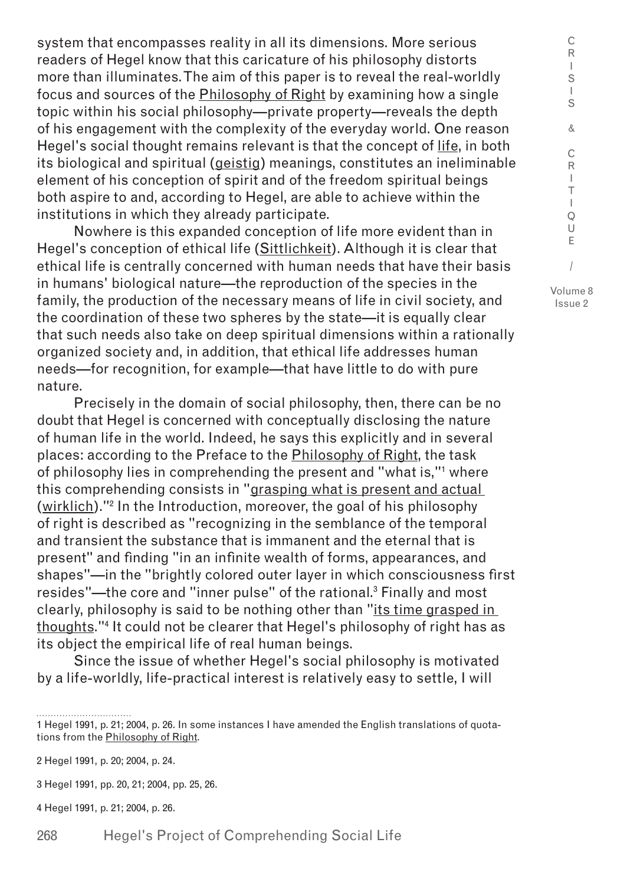system that encompasses reality in all its dimensions. More serious readers of Hegel know that this caricature of his philosophy distorts more than illuminates. The aim of this paper is to reveal the real-worldly focus and sources of the _Philosophy of Right_ by examining how a single topic within his social philosophy—private property—reveals the depth of his engagement with the complexity of the everyday world. One reason Hegel's social thought remains relevant is that the concept of _life_, in both its biological and spiritual (_geistig_) meanings, constitutes an ineliminable element of his conception of spirit and of the freedom spiritual beings both aspire to and, according to Hegel, are able to achieve within the institutions in which they already participate.

Nowhere is this expanded conception of life more evident than in Hegel's conception of ethical life (_Sittlichkeit_). Although it is clear that ethical life is centrally concerned with human needs that have their basis in humans' biological nature—the reproduction of the species in the family, the production of the necessary means of life in civil society, and the coordination of these two spheres by the state—it is equally clear that such needs also take on deep spiritual dimensions within a rationally organized society and, in addition, that ethical life addresses human needs—for recognition, for example—that have little to do with pure nature.

Precisely in the domain of social philosophy, then, there can be no doubt that Hegel is concerned with conceptually disclosing the nature of human life in the world. Indeed, he says this explicitly and in several places: according to the Preface to the _Philosophy of Right_, the task of philosophy lies in comprehending the present and "what is,"[1] where this comprehending consists in "_grasping what is present and actual_ (_wirklich_)."[2] In the Introduction, moreover, the goal of his philosophy of right is described as "recognizing in the semblance of the temporal and transient the substance that is immanent and the eternal that is present" and finding "in an infinite wealth of forms, appearances, and shapes"—in the "brightly colored outer layer in which consciousness first resides"—the core and "inner pulse" of the rational.[3] Finally and most clearly, philosophy is said to be nothing other than "_its time grasped in thoughts_."[4] It could not be clearer that Hegel's philosophy of right has as its object the empirical life of real human beings.

Since the issue of whether Hegel's social philosophy is motivated by a life-worldly, life-practical interest is relatively easy to settle, I will

---

1 Hegel 1991, p. 21; 2004, p. 26. In some instances I have amended the English translations of quotations from the _Philosophy of Right_.

2 Hegel 1991, p. 20; 2004, p. 24.

3 Hegel 1991, pp. 20, 21; 2004, pp. 25, 26.

4 Hegel 1991, p. 21; 2004, p. 26.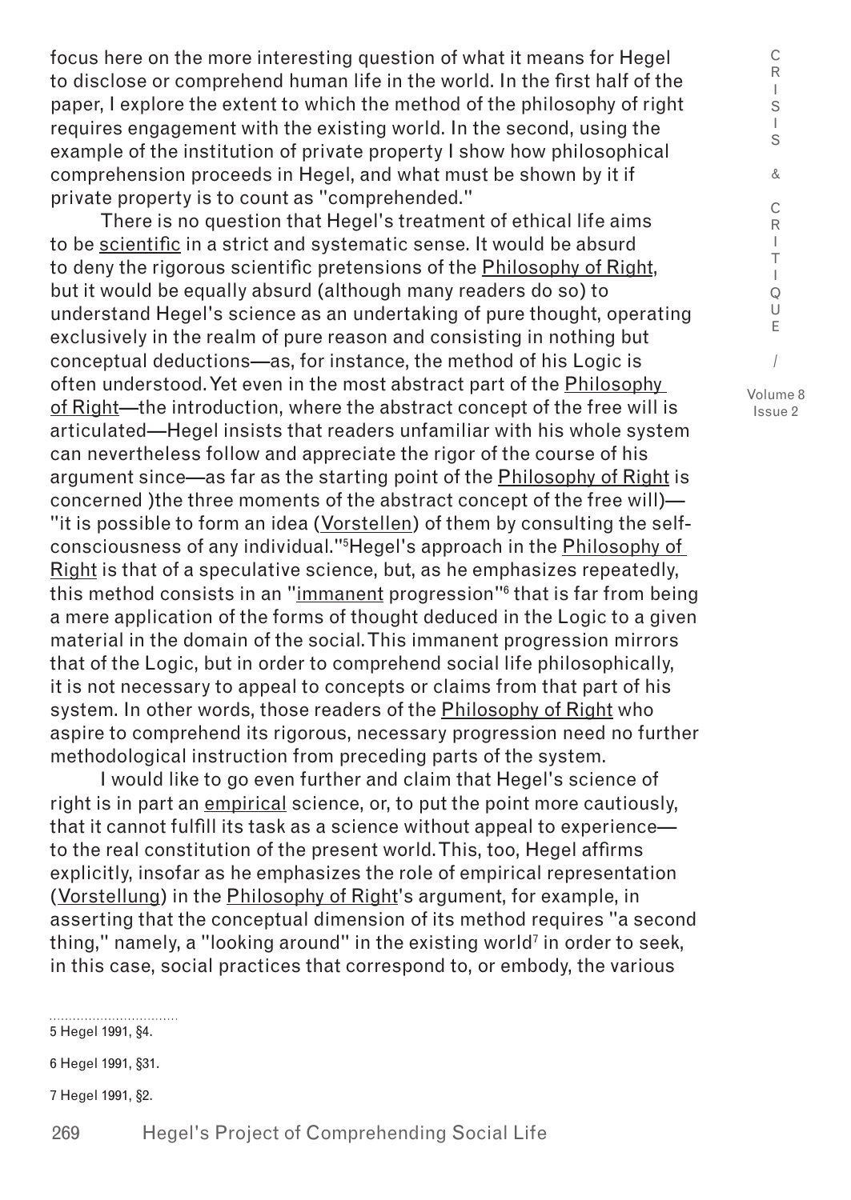focus here on the more interesting question of what it means for Hegel to disclose or comprehend human life in the world. In the first half of the paper, I explore the extent to which the method of the philosophy of right requires engagement with the existing world. In the second, using the example of the institution of private property I show how philosophical comprehension proceeds in Hegel, and what must be shown by it if private property is to count as "comprehended."

There is no question that Hegel's treatment of ethical life aims to be scientific in a strict and systematic sense. It would be absurd to deny the rigorous scientific pretensions of the Philosophy of Right, but it would be equally absurd (although many readers do so) to understand Hegel's science as an undertaking of pure thought, operating exclusively in the realm of pure reason and consisting in nothing but conceptual deductions—as, for instance, the method of his Logic is often understood. Yet even in the most abstract part of the Philosophy of Right—the introduction, where the abstract concept of the free will is articulated—Hegel insists that readers unfamiliar with his whole system can nevertheless follow and appreciate the rigor of the course of his argument since—as far as the starting point of the Philosophy of Right is concerned )the three moments of the abstract concept of the free will)—"it is possible to form an idea (Vorstellen) of them by consulting the self-consciousness of any individual."[5] Hegel's approach in the Philosophy of Right is that of a speculative science, but, as he emphasizes repeatedly, this method consists in an "immanent progression"[6] that is far from being a mere application of the forms of thought deduced in the Logic to a given material in the domain of the social. This immanent progression mirrors that of the Logic, but in order to comprehend social life philosophically, it is not necessary to appeal to concepts or claims from that part of his system. In other words, those readers of the Philosophy of Right who aspire to comprehend its rigorous, necessary progression need no further methodological instruction from preceding parts of the system.

I would like to go even further and claim that Hegel's science of right is in part an empirical science, or, to put the point more cautiously, that it cannot fulfill its task as a science without appeal to experience—to the real constitution of the present world. This, too, Hegel affirms explicitly, insofar as he emphasizes the role of empirical representation (Vorstellung) in the Philosophy of Right's argument, for example, in asserting that the conceptual dimension of its method requires "a second thing," namely, a "looking around" in the existing world[7] in order to seek, in this case, social practices that correspond to, or embody, the various

5 Hegel 1991, §4.

6 Hegel 1991, §31.

7 Hegel 1991, §2.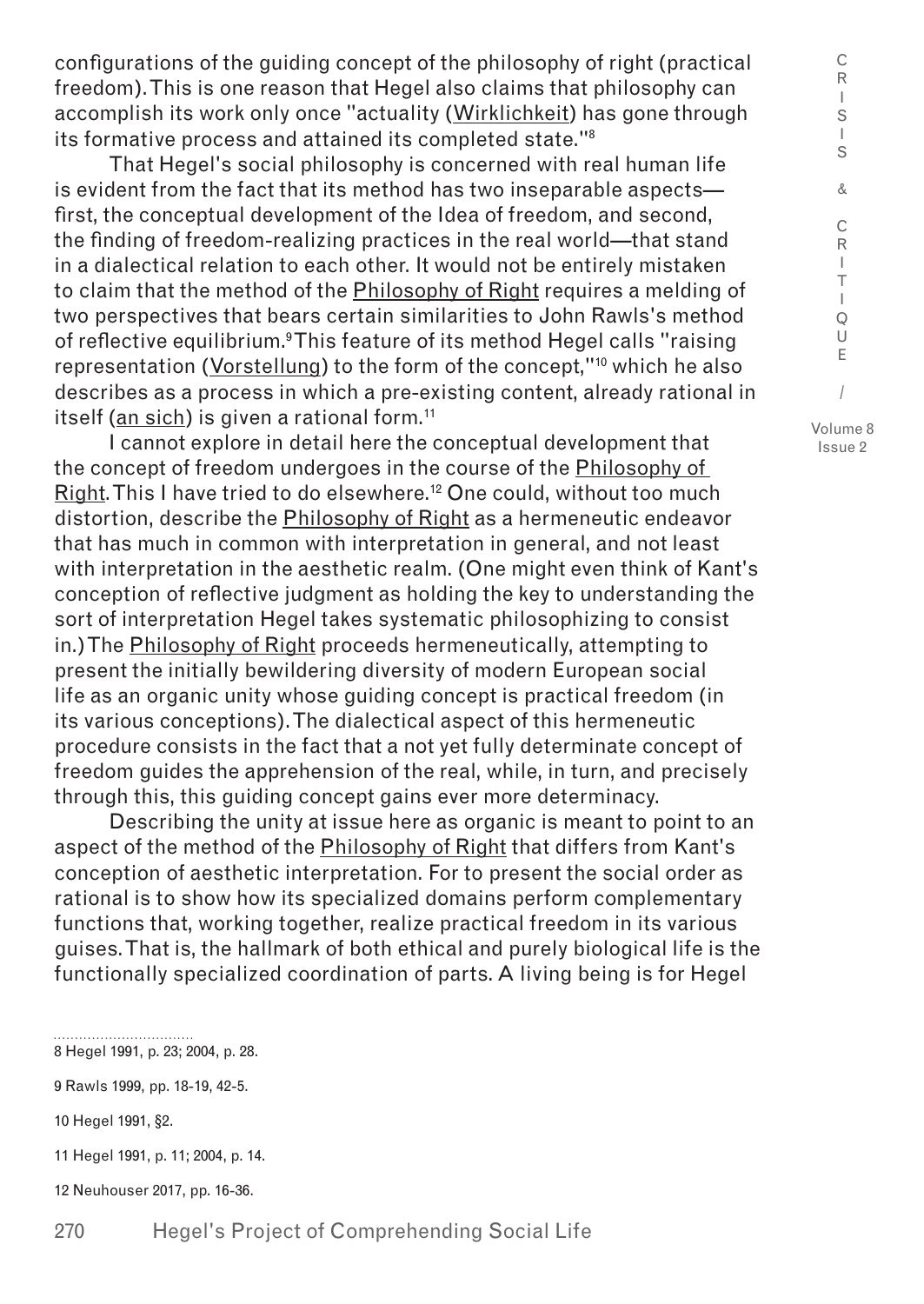configurations of the guiding concept of the philosophy of right (practical freedom). This is one reason that Hegel also claims that philosophy can accomplish its work only once "actuality (*Wirklichkeit*) has gone through its formative process and attained its completed state."[8]

That Hegel's social philosophy is concerned with real human life is evident from the fact that its method has two inseparable aspects—first, the conceptual development of the Idea of freedom, and second, the finding of freedom-realizing practices in the real world—that stand in a dialectical relation to each other. It would not be entirely mistaken to claim that the method of the *Philosophy of Right* requires a melding of two perspectives that bears certain similarities to John Rawls's method of reflective equilibrium.[9] This feature of its method Hegel calls "raising representation (*Vorstellung*) to the form of the concept,"[10] which he also describes as a process in which a pre-existing content, already rational in itself (*an sich*) is given a rational form.[11]

I cannot explore in detail here the conceptual development that the concept of freedom undergoes in the course of the *Philosophy of Right*. This I have tried to do elsewhere.[12] One could, without too much distortion, describe the *Philosophy of Right* as a hermeneutic endeavor that has much in common with interpretation in general, and not least with interpretation in the aesthetic realm. (One might even think of Kant's conception of reflective judgment as holding the key to understanding the sort of interpretation Hegel takes systematic philosophizing to consist in.) The *Philosophy of Right* proceeds hermeneutically, attempting to present the initially bewildering diversity of modern European social life as an organic unity whose guiding concept is practical freedom (in its various conceptions). The dialectical aspect of this hermeneutic procedure consists in the fact that a not yet fully determinate concept of freedom guides the apprehension of the real, while, in turn, and precisely through this, this guiding concept gains ever more determinacy.

Describing the unity at issue here as organic is meant to point to an aspect of the method of the *Philosophy of Right* that differs from Kant's conception of aesthetic interpretation. For to present the social order as rational is to show how its specialized domains perform complementary functions that, working together, realize practical freedom in its various guises. That is, the hallmark of both ethical and purely biological life is the functionally specialized coordination of parts. A living being is for Hegel

---

8 Hegel 1991, p. 23; 2004, p. 28.

9 Rawls 1999, pp. 18-19, 42-5.

10 Hegel 1991, §2.

11 Hegel 1991, p. 11; 2004, p. 14.

12 Neuhouser 2017, pp. 16-36.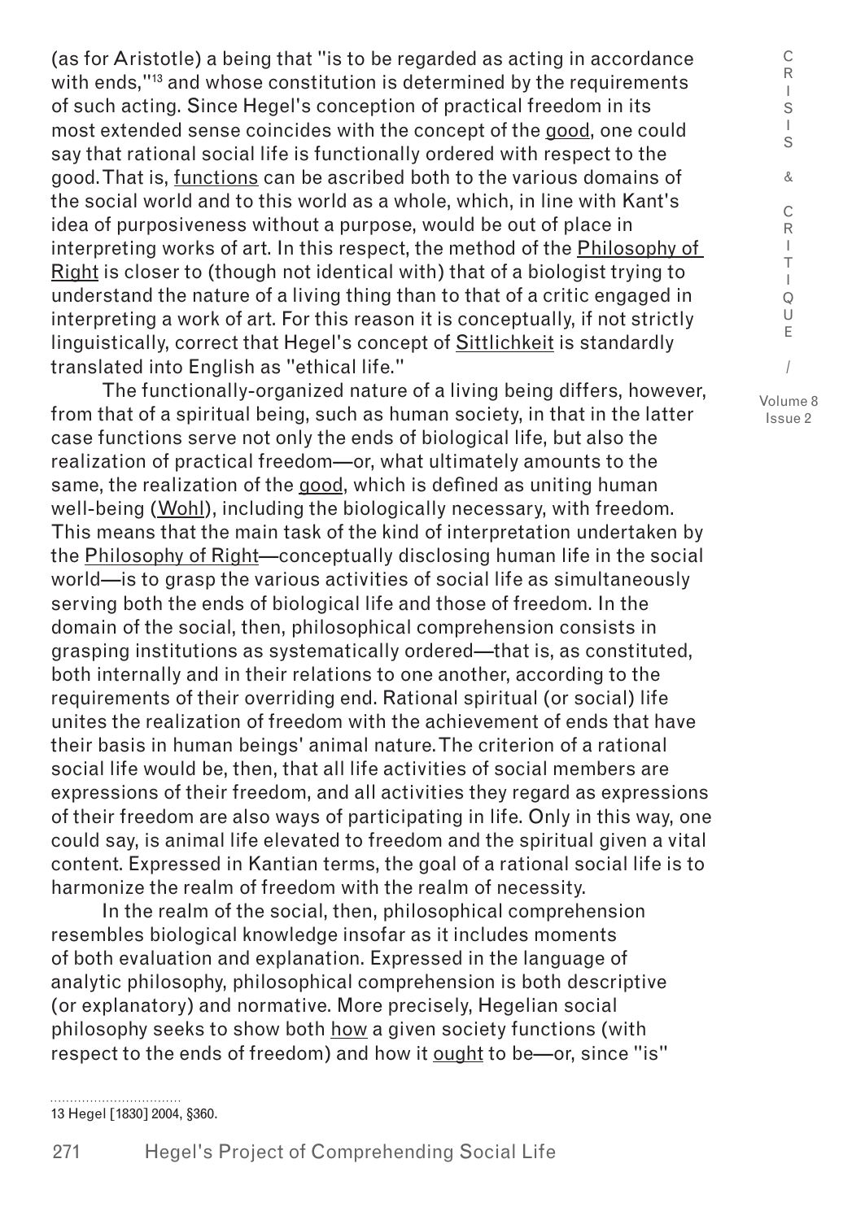(as for Aristotle) a being that "is to be regarded as acting in accordance with ends,"[13] and whose constitution is determined by the requirements of such acting. Since Hegel's conception of practical freedom in its most extended sense coincides with the concept of the <u>good</u>, one could say that rational social life is functionally ordered with respect to the good. That is, <u>functions</u> can be ascribed both to the various domains of the social world and to this world as a whole, which, in line with Kant's idea of purposiveness without a purpose, would be out of place in interpreting works of art. In this respect, the method of the <u>Philosophy of Right</u> is closer to (though not identical with) that of a biologist trying to understand the nature of a living thing than to that of a critic engaged in interpreting a work of art. For this reason it is conceptually, if not strictly linguistically, correct that Hegel's concept of <u>Sittlichkeit</u> is standardly translated into English as "ethical life."

The functionally-organized nature of a living being differs, however, from that of a spiritual being, such as human society, in that in the latter case functions serve not only the ends of biological life, but also the realization of practical freedom—or, what ultimately amounts to the same, the realization of the <u>good</u>, which is defined as uniting human well-being (<u>Wohl</u>), including the biologically necessary, with freedom. This means that the main task of the kind of interpretation undertaken by the <u>Philosophy of Right</u>—conceptually disclosing human life in the social world—is to grasp the various activities of social life as simultaneously serving both the ends of biological life and those of freedom. In the domain of the social, then, philosophical comprehension consists in grasping institutions as systematically ordered—that is, as constituted, both internally and in their relations to one another, according to the requirements of their overriding end. Rational spiritual (or social) life unites the realization of freedom with the achievement of ends that have their basis in human beings' animal nature. The criterion of a rational social life would be, then, that all life activities of social members are expressions of their freedom, and all activities they regard as expressions of their freedom are also ways of participating in life. Only in this way, one could say, is animal life elevated to freedom and the spiritual given a vital content. Expressed in Kantian terms, the goal of a rational social life is to harmonize the realm of freedom with the realm of necessity.

In the realm of the social, then, philosophical comprehension resembles biological knowledge insofar as it includes moments of both evaluation and explanation. Expressed in the language of analytic philosophy, philosophical comprehension is both descriptive (or explanatory) and normative. More precisely, Hegelian social philosophy seeks to show both <u>how</u> a given society functions (with respect to the ends of freedom) and how it <u>ought</u> to be—or, since "is"

13 Hegel [1830] 2004, §360.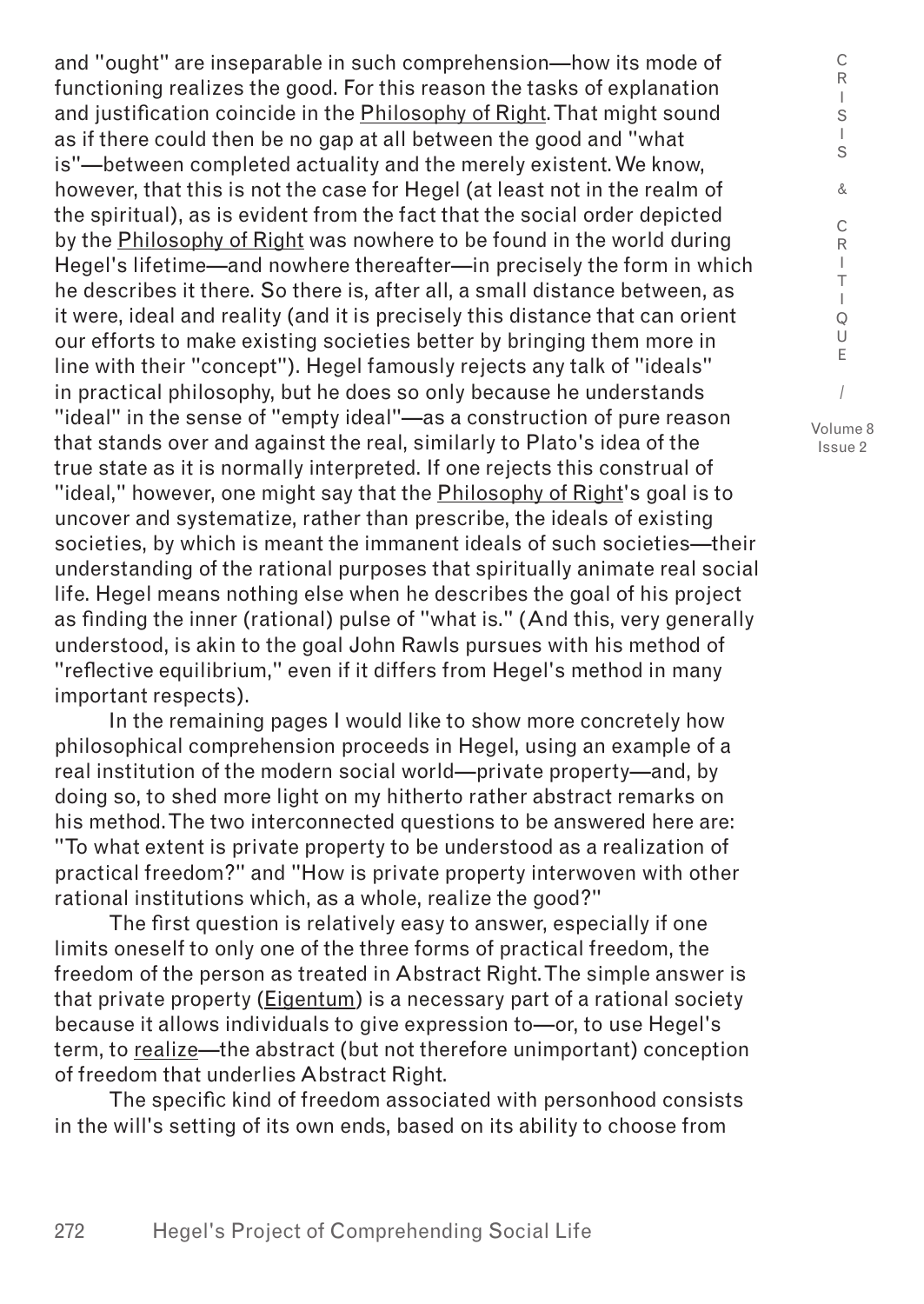and "ought" are inseparable in such comprehension—how its mode of functioning realizes the good. For this reason the tasks of explanation and justification coincide in the *Philosophy of Right*. That might sound as if there could then be no gap at all between the good and "what is"—between completed actuality and the merely existent. We know, however, that this is not the case for Hegel (at least not in the realm of the spiritual), as is evident from the fact that the social order depicted by the *Philosophy of Right* was nowhere to be found in the world during Hegel's lifetime—and nowhere thereafter—in precisely the form in which he describes it there. So there is, after all, a small distance between, as it were, ideal and reality (and it is precisely this distance that can orient our efforts to make existing societies better by bringing them more in line with their "concept"). Hegel famously rejects any talk of "ideals" in practical philosophy, but he does so only because he understands "ideal" in the sense of "empty ideal"—as a construction of pure reason that stands over and against the real, similarly to Plato's idea of the true state as it is normally interpreted. If one rejects this construal of "ideal," however, one might say that the *Philosophy of Right*'s goal is to uncover and systematize, rather than prescribe, the ideals of existing societies, by which is meant the immanent ideals of such societies—their understanding of the rational purposes that spiritually animate real social life. Hegel means nothing else when he describes the goal of his project as finding the inner (rational) pulse of "what is." (And this, very generally understood, is akin to the goal John Rawls pursues with his method of "reflective equilibrium," even if it differs from Hegel's method in many important respects).

In the remaining pages I would like to show more concretely how philosophical comprehension proceeds in Hegel, using an example of a real institution of the modern social world—private property—and, by doing so, to shed more light on my hitherto rather abstract remarks on his method. The two interconnected questions to be answered here are: "To what extent is private property to be understood as a realization of practical freedom?" and "How is private property interwoven with other rational institutions which, as a whole, realize the good?"

The first question is relatively easy to answer, especially if one limits oneself to only one of the three forms of practical freedom, the freedom of the person as treated in Abstract Right. The simple answer is that private property (*Eigentum*) is a necessary part of a rational society because it allows individuals to give expression to—or, to use Hegel's term, to *realize*—the abstract (but not therefore unimportant) conception of freedom that underlies Abstract Right.

The specific kind of freedom associated with personhood consists in the will's setting of its own ends, based on its ability to choose from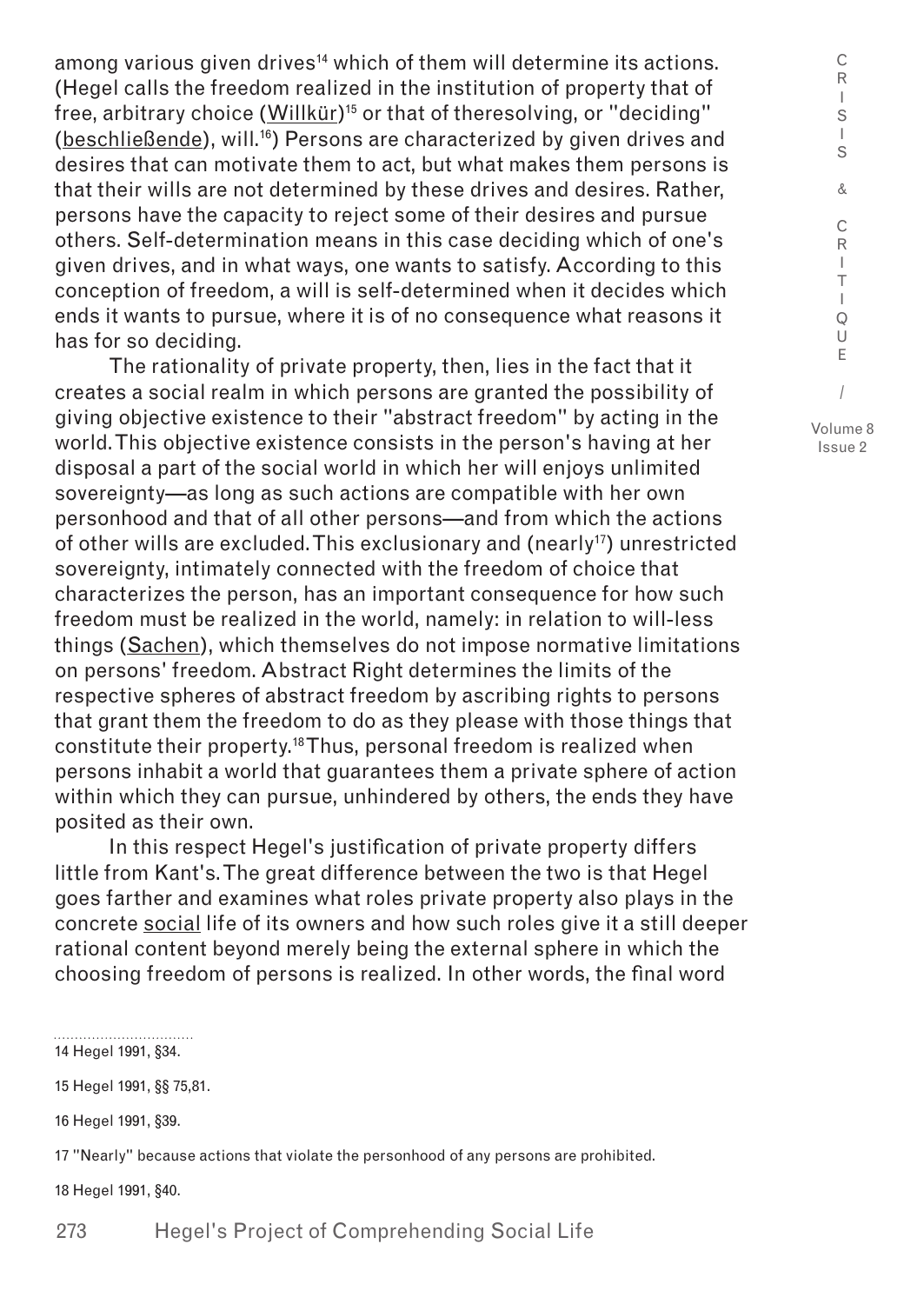among various given drives[14] which of them will determine its actions. (Hegel calls the freedom realized in the institution of property that of free, arbitrary choice (Willkür)[15] or that of theresolving, or "deciding" (beschließende), will.[16]) Persons are characterized by given drives and desires that can motivate them to act, but what makes them persons is that their wills are not determined by these drives and desires. Rather, persons have the capacity to reject some of their desires and pursue others. Self-determination means in this case deciding which of one's given drives, and in what ways, one wants to satisfy. According to this conception of freedom, a will is self-determined when it decides which ends it wants to pursue, where it is of no consequence what reasons it has for so deciding.

The rationality of private property, then, lies in the fact that it creates a social realm in which persons are granted the possibility of giving objective existence to their "abstract freedom" by acting in the world. This objective existence consists in the person's having at her disposal a part of the social world in which her will enjoys unlimited sovereignty—as long as such actions are compatible with her own personhood and that of all other persons—and from which the actions of other wills are excluded. This exclusionary and (nearly[17]) unrestricted sovereignty, intimately connected with the freedom of choice that characterizes the person, has an important consequence for how such freedom must be realized in the world, namely: in relation to will-less things (Sachen), which themselves do not impose normative limitations on persons' freedom. Abstract Right determines the limits of the respective spheres of abstract freedom by ascribing rights to persons that grant them the freedom to do as they please with those things that constitute their property.[18] Thus, personal freedom is realized when persons inhabit a world that guarantees them a private sphere of action within which they can pursue, unhindered by others, the ends they have posited as their own.

In this respect Hegel's justification of private property differs little from Kant's. The great difference between the two is that Hegel goes farther and examines what roles private property also plays in the concrete social life of its owners and how such roles give it a still deeper rational content beyond merely being the external sphere in which the choosing freedom of persons is realized. In other words, the final word

14 Hegel 1991, §34.

15 Hegel 1991, §§ 75,81.

16 Hegel 1991, §39.

17 "Nearly" because actions that violate the personhood of any persons are prohibited.

18 Hegel 1991, §40.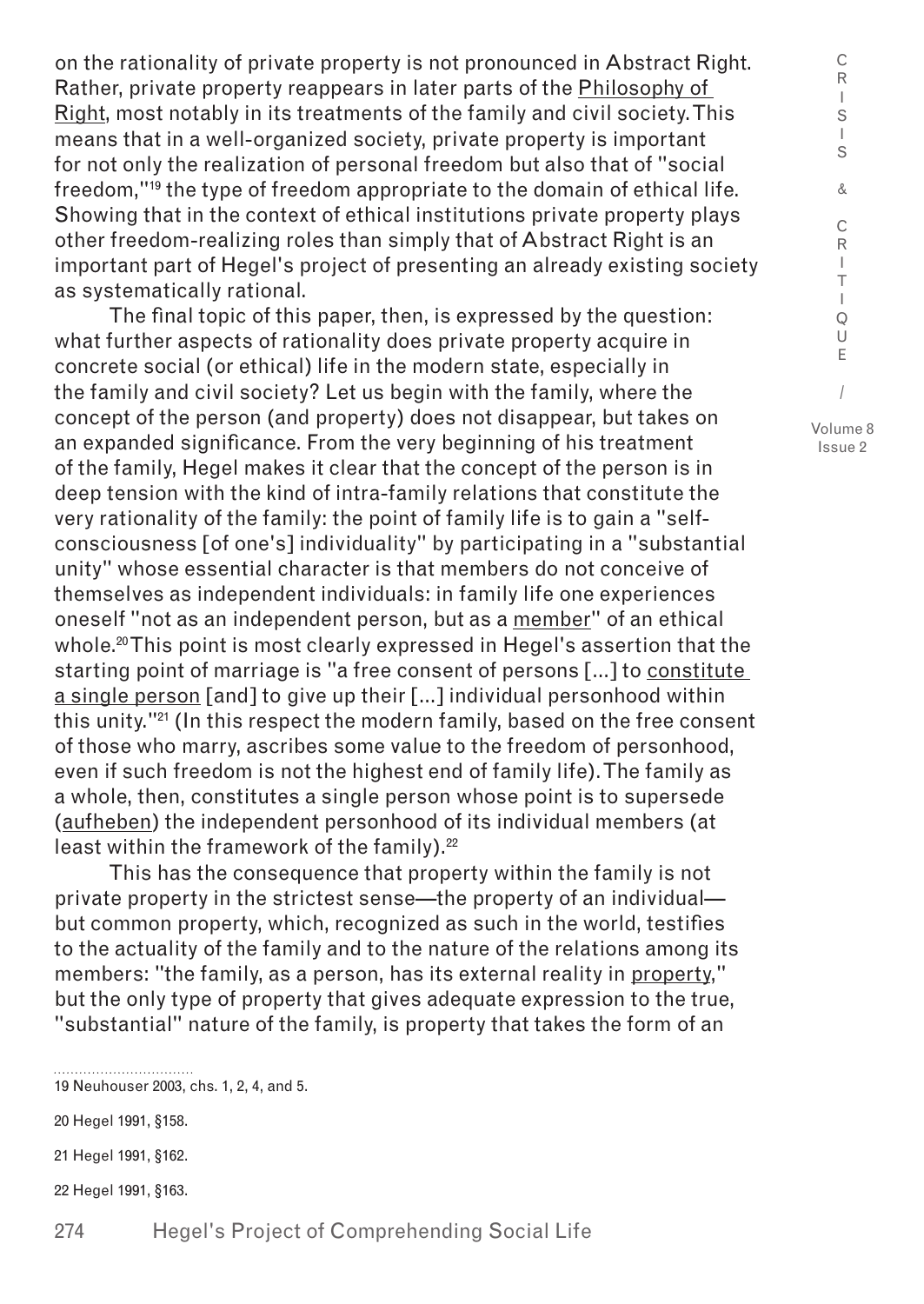on the rationality of private property is not pronounced in Abstract Right. Rather, private property reappears in later parts of the Philosophy of Right, most notably in its treatments of the family and civil society. This means that in a well-organized society, private property is important for not only the realization of personal freedom but also that of "social freedom,"[19] the type of freedom appropriate to the domain of ethical life. Showing that in the context of ethical institutions private property plays other freedom-realizing roles than simply that of Abstract Right is an important part of Hegel's project of presenting an already existing society as systematically rational.

The final topic of this paper, then, is expressed by the question: what further aspects of rationality does private property acquire in concrete social (or ethical) life in the modern state, especially in the family and civil society? Let us begin with the family, where the concept of the person (and property) does not disappear, but takes on an expanded significance. From the very beginning of his treatment of the family, Hegel makes it clear that the concept of the person is in deep tension with the kind of intra-family relations that constitute the very rationality of the family: the point of family life is to gain a "self-consciousness [of one's] individuality" by participating in a "substantial unity" whose essential character is that members do not conceive of themselves as independent individuals: in family life one experiences oneself "not as an independent person, but as a member" of an ethical whole.[20] This point is most clearly expressed in Hegel's assertion that the starting point of marriage is "a free consent of persons [...] to constitute a single person [and] to give up their [...] individual personhood within this unity."[21] (In this respect the modern family, based on the free consent of those who marry, ascribes some value to the freedom of personhood, even if such freedom is not the highest end of family life). The family as a whole, then, constitutes a single person whose point is to supersede (aufheben) the independent personhood of its individual members (at least within the framework of the family).[22]

This has the consequence that property within the family is not private property in the strictest sense—the property of an individual—but common property, which, recognized as such in the world, testifies to the actuality of the family and to the nature of the relations among its members: "the family, as a person, has its external reality in property," but the only type of property that gives adequate expression to the true, "substantial" nature of the family, is property that takes the form of an

---

19 Neuhouser 2003, chs. 1, 2, 4, and 5.

20 Hegel 1991, §158.

21 Hegel 1991, §162.

22 Hegel 1991, §163.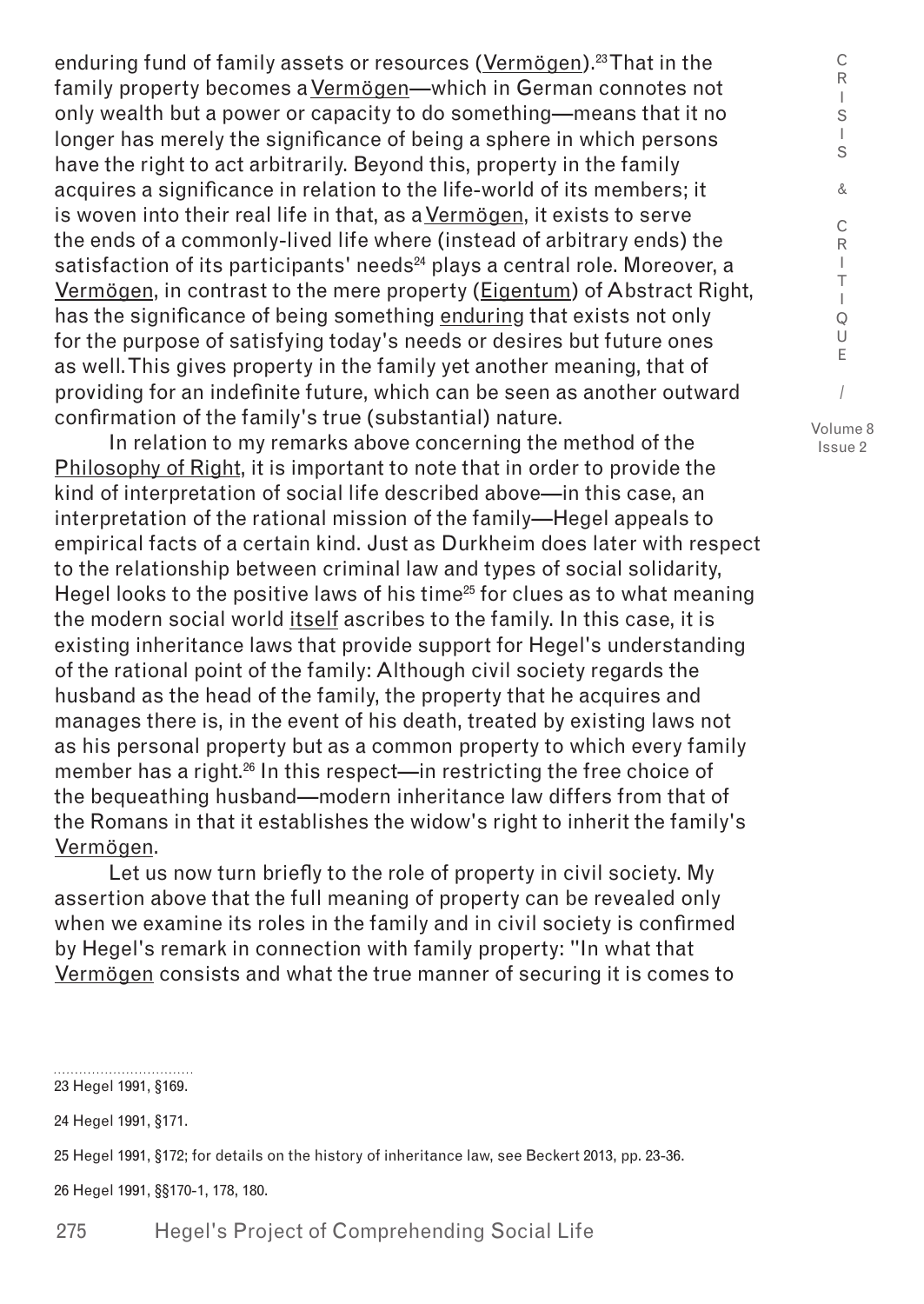enduring fund of family assets or resources (_Vermögen_).[23] That in the family property becomes a _Vermögen_—which in German connotes not only wealth but a power or capacity to do something—means that it no longer has merely the significance of being a sphere in which persons have the right to act arbitrarily. Beyond this, property in the family acquires a significance in relation to the life-world of its members; it is woven into their real life in that, as a _Vermögen_, it exists to serve the ends of a commonly-lived life where (instead of arbitrary ends) the satisfaction of its participants' needs[24] plays a central role. Moreover, a _Vermögen_, in contrast to the mere property (_Eigentum_) of Abstract Right, has the significance of being something _enduring_ that exists not only for the purpose of satisfying today's needs or desires but future ones as well. This gives property in the family yet another meaning, that of providing for an indefinite future, which can be seen as another outward confirmation of the family's true (substantial) nature.

In relation to my remarks above concerning the method of the _Philosophy of Right_, it is important to note that in order to provide the kind of interpretation of social life described above—in this case, an interpretation of the rational mission of the family—Hegel appeals to empirical facts of a certain kind. Just as Durkheim does later with respect to the relationship between criminal law and types of social solidarity, Hegel looks to the positive laws of his time[25] for clues as to what meaning the modern social world _itself_ ascribes to the family. In this case, it is existing inheritance laws that provide support for Hegel's understanding of the rational point of the family: Although civil society regards the husband as the head of the family, the property that he acquires and manages there is, in the event of his death, treated by existing laws not as his personal property but as a common property to which every family member has a right.[26] In this respect—in restricting the free choice of the bequeathing husband—modern inheritance law differs from that of the Romans in that it establishes the widow's right to inherit the family's _Vermögen_.

Let us now turn briefly to the role of property in civil society. My assertion above that the full meaning of property can be revealed only when we examine its roles in the family and in civil society is confirmed by Hegel's remark in connection with family property: "In what that _Vermögen_ consists and what the true manner of securing it is comes to

23 Hegel 1991, §169.

24 Hegel 1991, §171.

25 Hegel 1991, §172; for details on the history of inheritance law, see Beckert 2013, pp. 23-36.

26 Hegel 1991, §§170-1, 178, 180.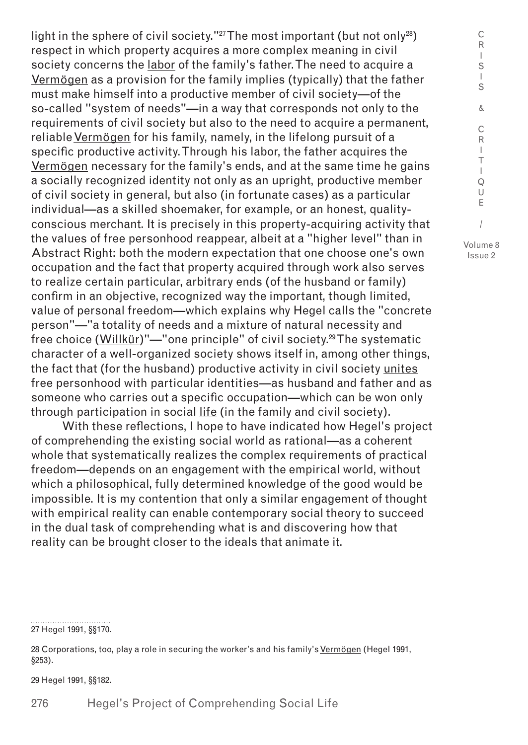light in the sphere of civil society."[27] The most important (but not only[28]) respect in which property acquires a more complex meaning in civil society concerns the labor of the family's father. The need to acquire a Vermögen as a provision for the family implies (typically) that the father must make himself into a productive member of civil society—of the so-called "system of needs"—in a way that corresponds not only to the requirements of civil society but also to the need to acquire a permanent, reliable Vermögen for his family, namely, in the lifelong pursuit of a specific productive activity. Through his labor, the father acquires the Vermögen necessary for the family's ends, and at the same time he gains a socially recognized identity not only as an upright, productive member of civil society in general, but also (in fortunate cases) as a particular individual—as a skilled shoemaker, for example, or an honest, quality-conscious merchant. It is precisely in this property-acquiring activity that the values of free personhood reappear, albeit at a "higher level" than in Abstract Right: both the modern expectation that one choose one's own occupation and the fact that property acquired through work also serves to realize certain particular, arbitrary ends (of the husband or family) confirm in an objective, recognized way the important, though limited, value of personal freedom—which explains why Hegel calls the "concrete person"—"a totality of needs and a mixture of natural necessity and free choice (Willkür)"—"one principle" of civil society.[29] The systematic character of a well-organized society shows itself in, among other things, the fact that (for the husband) productive activity in civil society unites free personhood with particular identities—as husband and father and as someone who carries out a specific occupation—which can be won only through participation in social life (in the family and civil society).

With these reflections, I hope to have indicated how Hegel's project of comprehending the existing social world as rational—as a coherent whole that systematically realizes the complex requirements of practical freedom—depends on an engagement with the empirical world, without which a philosophical, fully determined knowledge of the good would be impossible. It is my contention that only a similar engagement of thought with empirical reality can enable contemporary social theory to succeed in the dual task of comprehending what is and discovering how that reality can be brought closer to the ideals that animate it.

---

27 Hegel 1991, §§170.

28 Corporations, too, play a role in securing the worker's and his family's Vermögen (Hegel 1991, §253).

29 Hegel 1991, §§182.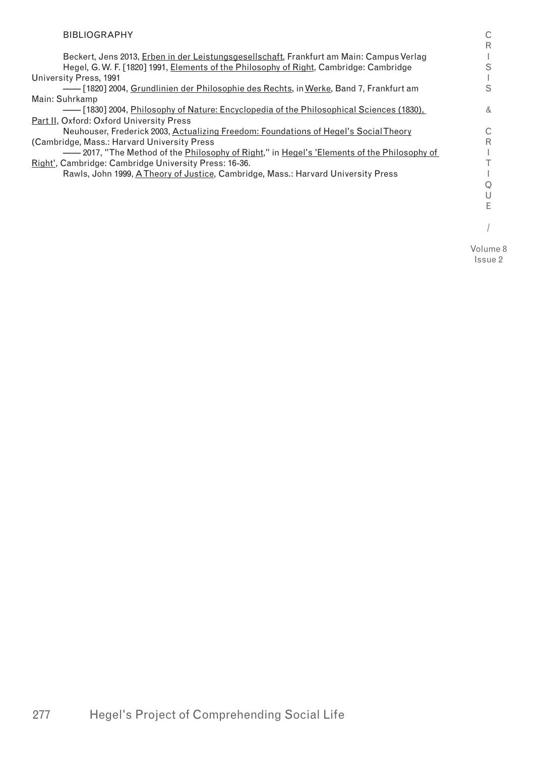## BIBLIOGRAPHY

Beckert, Jens 2013, Erben in der Leistungsgesellschaft, Frankfurt am Main: Campus Verlag

Hegel, G. W. F. [1820] 1991, Elements of the Philosophy of Right, Cambridge: Cambridge University Press, 1991

—— [1820] 2004, Grundlinien der Philosophie des Rechts, in Werke, Band 7, Frankfurt am Main: Suhrkamp

—— [1830] 2004, Philosophy of Nature: Encyclopedia of the Philosophical Sciences (1830), Part II, Oxford: Oxford University Press

Neuhouser, Frederick 2003, Actualizing Freedom: Foundations of Hegel's Social Theory (Cambridge, Mass.: Harvard University Press

—— 2017, "The Method of the Philosophy of Right," in Hegel's 'Elements of the Philosophy of Right', Cambridge: Cambridge University Press: 16-36.

Rawls, John 1999, A Theory of Justice, Cambridge, Mass.: Harvard University Press